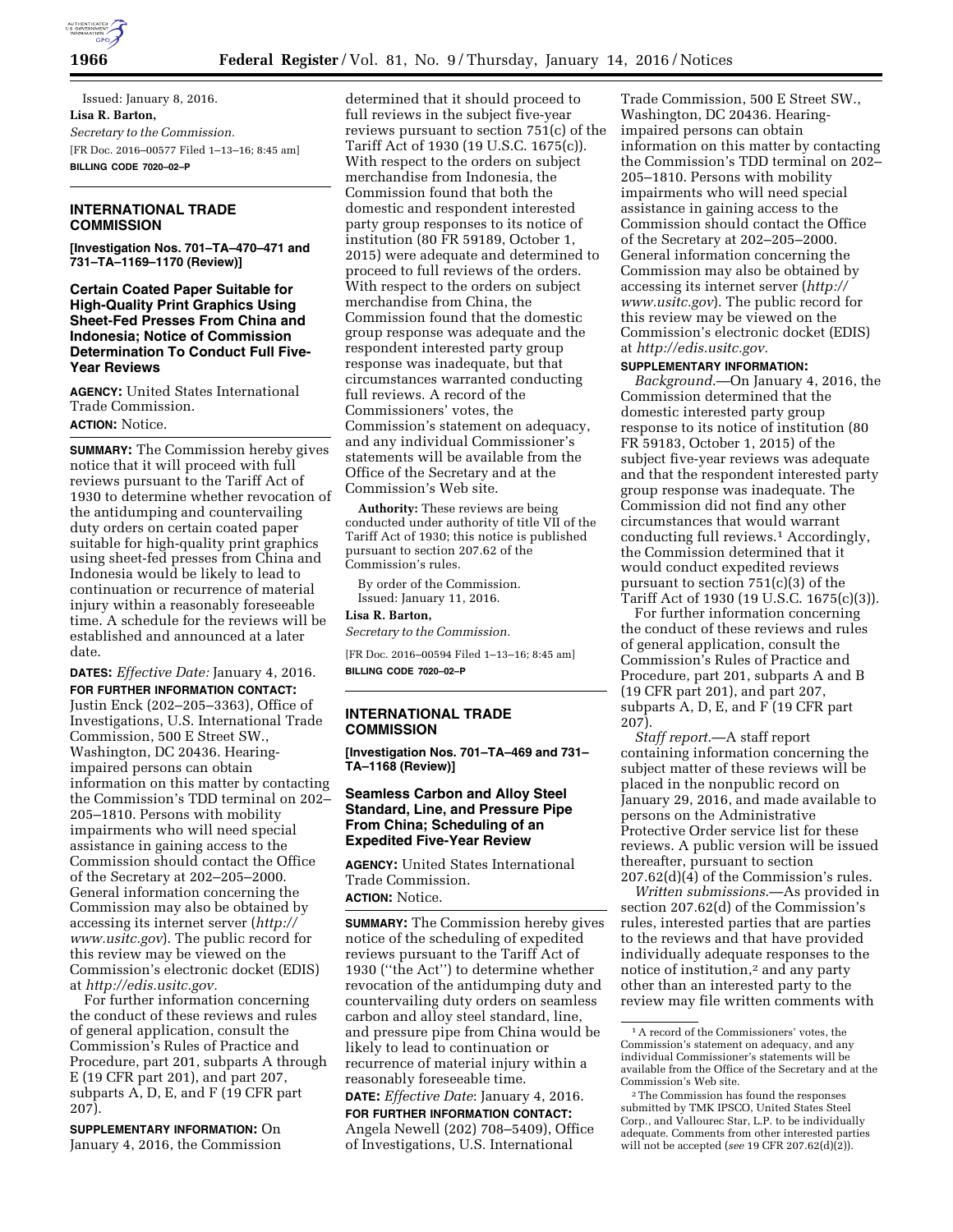Issued: January 8, 2016.

**Lisa R. Barton,**

*Secretary to the Commission.*

[FR Doc. 2016–00577 Filed 1–13–16; 8:45 am]

**BILLING CODE 7020–02–P**

## INTERNATIONAL TRADE COMMISSION

**[Investigation Nos. 701–TA–470–471 and 731–TA–1169–1170 (Review)]**

### Certain Coated Paper Suitable for High-Quality Print Graphics Using Sheet-Fed Presses From China and Indonesia; Notice of Commission Determination To Conduct Full Five-Year Reviews

**AGENCY:** United States International Trade Commission.

**ACTION:** Notice.

**SUMMARY:** The Commission hereby gives notice that it will proceed with full reviews pursuant to the Tariff Act of 1930 to determine whether revocation of the antidumping and countervailing duty orders on certain coated paper suitable for high-quality print graphics using sheet-fed presses from China and Indonesia would be likely to lead to continuation or recurrence of material injury within a reasonably foreseeable time. A schedule for the reviews will be established and announced at a later date.

**DATES:** *Effective Date:* January 4, 2016.

**FOR FURTHER INFORMATION CONTACT:** Justin Enck (202–205–3363), Office of Investigations, U.S. International Trade Commission, 500 E Street SW., Washington, DC 20436. Hearing-impaired persons can obtain information on this matter by contacting the Commission's TDD terminal on 202–205–1810. Persons with mobility impairments who will need special assistance in gaining access to the Commission should contact the Office of the Secretary at 202–205–2000. General information concerning the Commission may also be obtained by accessing its internet server (*http://www.usitc.gov*). The public record for this review may be viewed on the Commission's electronic docket (EDIS) at *http://edis.usitc.gov.*

For further information concerning the conduct of these reviews and rules of general application, consult the Commission's Rules of Practice and Procedure, part 201, subparts A through E (19 CFR part 201), and part 207, subparts A, D, E, and F (19 CFR part 207).

**SUPPLEMENTARY INFORMATION:** On January 4, 2016, the Commission determined that it should proceed to full reviews in the subject five-year reviews pursuant to section 751(c) of the Tariff Act of 1930 (19 U.S.C. 1675(c)). With respect to the orders on subject merchandise from Indonesia, the Commission found that both the domestic and respondent interested party group responses to its notice of institution (80 FR 59189, October 1, 2015) were adequate and determined to proceed to full reviews of the orders. With respect to the orders on subject merchandise from China, the Commission found that the domestic group response was adequate and the respondent interested party group response was inadequate, but that circumstances warranted conducting full reviews. A record of the Commissioners' votes, the Commission's statement on adequacy, and any individual Commissioner's statements will be available from the Office of the Secretary and at the Commission's Web site.

**Authority:** These reviews are being conducted under authority of title VII of the Tariff Act of 1930; this notice is published pursuant to section 207.62 of the Commission's rules.

By order of the Commission.

Issued: January 11, 2016.

**Lisa R. Barton,**

*Secretary to the Commission.*

[FR Doc. 2016–00594 Filed 1–13–16; 8:45 am]

**BILLING CODE 7020–02–P**

## INTERNATIONAL TRADE COMMISSION

**[Investigation Nos. 701–TA–469 and 731–TA–1168 (Review)]**

### Seamless Carbon and Alloy Steel Standard, Line, and Pressure Pipe From China; Scheduling of an Expedited Five-Year Review

**AGENCY:** United States International Trade Commission.

**ACTION:** Notice.

**SUMMARY:** The Commission hereby gives notice of the scheduling of expedited reviews pursuant to the Tariff Act of 1930 ("the Act") to determine whether revocation of the antidumping duty and countervailing duty orders on seamless carbon and alloy steel standard, line, and pressure pipe from China would be likely to lead to continuation or recurrence of material injury within a reasonably foreseeable time.

**DATE:** *Effective Date*: January 4, 2016.

**FOR FURTHER INFORMATION CONTACT:** Angela Newell (202) 708–5409), Office of Investigations, U.S. International Trade Commission, 500 E Street SW., Washington, DC 20436. Hearing-impaired persons can obtain information on this matter by contacting the Commission's TDD terminal on 202–205–1810. Persons with mobility impairments who will need special assistance in gaining access to the Commission should contact the Office of the Secretary at 202–205–2000. General information concerning the Commission may also be obtained by accessing its internet server (*http://www.usitc.gov*). The public record for this review may be viewed on the Commission's electronic docket (EDIS) at *http://edis.usitc.gov.*

**SUPPLEMENTARY INFORMATION:**

*Background.*—On January 4, 2016, the Commission determined that the domestic interested party group response to its notice of institution (80 FR 59183, October 1, 2015) of the subject five-year reviews was adequate and that the respondent interested party group response was inadequate. The Commission did not find any other circumstances that would warrant conducting full reviews.[1] Accordingly, the Commission determined that it would conduct expedited reviews pursuant to section 751(c)(3) of the Tariff Act of 1930 (19 U.S.C. 1675(c)(3)).

For further information concerning the conduct of these reviews and rules of general application, consult the Commission's Rules of Practice and Procedure, part 201, subparts A and B (19 CFR part 201), and part 207, subparts A, D, E, and F (19 CFR part 207).

*Staff report.*—A staff report containing information concerning the subject matter of these reviews will be placed in the nonpublic record on January 29, 2016, and made available to persons on the Administrative Protective Order service list for these reviews. A public version will be issued thereafter, pursuant to section 207.62(d)(4) of the Commission's rules.

*Written submissions.*—As provided in section 207.62(d) of the Commission's rules, interested parties that are parties to the reviews and that have provided individually adequate responses to the notice of institution,[2] and any party other than an interested party to the review may file written comments with

[1] A record of the Commissioners' votes, the Commission's statement on adequacy, and any individual Commissioner's statements will be available from the Office of the Secretary and at the Commission's Web site.

[2] The Commission has found the responses submitted by TMK IPSCO, United States Steel Corp., and Vallourec Star, L.P. to be individually adequate. Comments from other interested parties will not be accepted (*see* 19 CFR 207.62(d)(2)).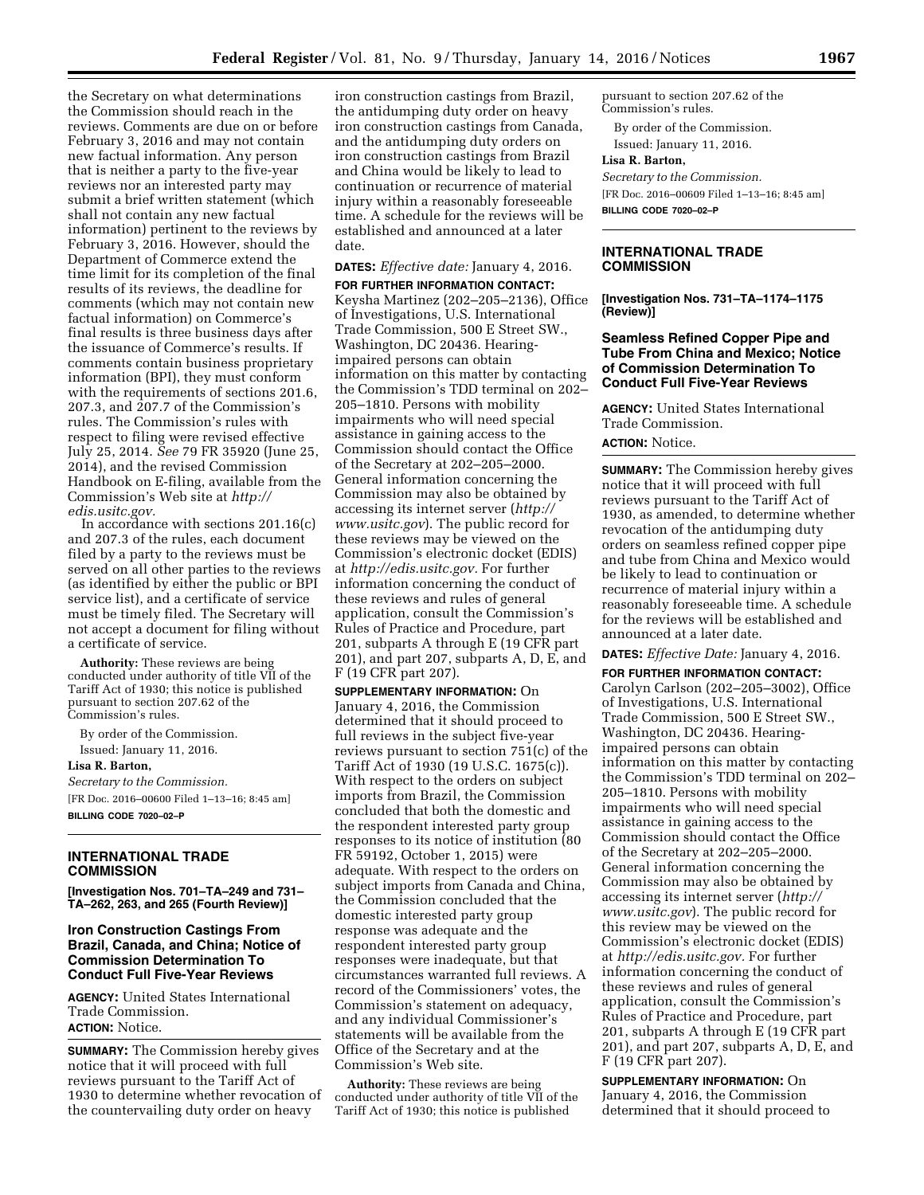the Secretary on what determinations the Commission should reach in the reviews. Comments are due on or before February 3, 2016 and may not contain new factual information. Any person that is neither a party to the five-year reviews nor an interested party may submit a brief written statement (which shall not contain any new factual information) pertinent to the reviews by February 3, 2016. However, should the Department of Commerce extend the time limit for its completion of the final results of its reviews, the deadline for comments (which may not contain new factual information) on Commerce's final results is three business days after the issuance of Commerce's results. If comments contain business proprietary information (BPI), they must conform with the requirements of sections 201.6, 207.3, and 207.7 of the Commission's rules. The Commission's rules with respect to filing were revised effective July 25, 2014. *See* 79 FR 35920 (June 25, 2014), and the revised Commission Handbook on E-filing, available from the Commission's Web site at *http://edis.usitc.gov.*

In accordance with sections 201.16(c) and 207.3 of the rules, each document filed by a party to the reviews must be served on all other parties to the reviews (as identified by either the public or BPI service list), and a certificate of service must be timely filed. The Secretary will not accept a document for filing without a certificate of service.

**Authority:** These reviews are being conducted under authority of title VII of the Tariff Act of 1930; this notice is published pursuant to section 207.62 of the Commission's rules.

By order of the Commission.

Issued: January 11, 2016.

**Lisa R. Barton,**

*Secretary to the Commission.*

[FR Doc. 2016–00600 Filed 1–13–16; 8:45 am]

**BILLING CODE 7020–02–P**

---

## INTERNATIONAL TRADE COMMISSION

**[Investigation Nos. 701–TA–249 and 731–TA–262, 263, and 265 (Fourth Review)]**

### Iron Construction Castings From Brazil, Canada, and China; Notice of Commission Determination To Conduct Full Five-Year Reviews

**AGENCY:** United States International Trade Commission.

**ACTION:** Notice.

**SUMMARY:** The Commission hereby gives notice that it will proceed with full reviews pursuant to the Tariff Act of 1930 to determine whether revocation of the countervailing duty order on heavy iron construction castings from Brazil, the antidumping duty order on heavy iron construction castings from Canada, and the antidumping duty orders on iron construction castings from Brazil and China would be likely to lead to continuation or recurrence of material injury within a reasonably foreseeable time. A schedule for the reviews will be established and announced at a later date.

**DATES:** *Effective date:* January 4, 2016.

**FOR FURTHER INFORMATION CONTACT:** Keysha Martinez (202–205–2136), Office of Investigations, U.S. International Trade Commission, 500 E Street SW., Washington, DC 20436. Hearing-impaired persons can obtain information on this matter by contacting the Commission's TDD terminal on 202–205–1810. Persons with mobility impairments who will need special assistance in gaining access to the Commission should contact the Office of the Secretary at 202–205–2000. General information concerning the Commission may also be obtained by accessing its internet server (*http://www.usitc.gov*). The public record for these reviews may be viewed on the Commission's electronic docket (EDIS) at *http://edis.usitc.gov.* For further information concerning the conduct of these reviews and rules of general application, consult the Commission's Rules of Practice and Procedure, part 201, subparts A through E (19 CFR part 201), and part 207, subparts A, D, E, and F (19 CFR part 207).

**SUPPLEMENTARY INFORMATION:** On January 4, 2016, the Commission determined that it should proceed to full reviews in the subject five-year reviews pursuant to section 751(c) of the Tariff Act of 1930 (19 U.S.C. 1675(c)). With respect to the orders on subject imports from Brazil, the Commission concluded that both the domestic and the respondent interested party group responses to its notice of institution (80 FR 59192, October 1, 2015) were adequate. With respect to the orders on subject imports from Canada and China, the Commission concluded that the domestic interested party group response was adequate and the respondent interested party group responses were inadequate, but that circumstances warranted full reviews. A record of the Commissioners' votes, the Commission's statement on adequacy, and any individual Commissioner's statements will be available from the Office of the Secretary and at the Commission's Web site.

**Authority:** These reviews are being conducted under authority of title VII of the Tariff Act of 1930; this notice is published pursuant to section 207.62 of the Commission's rules.

By order of the Commission.

Issued: January 11, 2016.

**Lisa R. Barton,**

*Secretary to the Commission.*

[FR Doc. 2016–00609 Filed 1–13–16; 8:45 am]

**BILLING CODE 7020–02–P**

---

## INTERNATIONAL TRADE COMMISSION

**[Investigation Nos. 731–TA–1174–1175 (Review)]**

### Seamless Refined Copper Pipe and Tube From China and Mexico; Notice of Commission Determination To Conduct Full Five-Year Reviews

**AGENCY:** United States International Trade Commission.

**ACTION:** Notice.

**SUMMARY:** The Commission hereby gives notice that it will proceed with full reviews pursuant to the Tariff Act of 1930, as amended, to determine whether revocation of the antidumping duty orders on seamless refined copper pipe and tube from China and Mexico would be likely to lead to continuation or recurrence of material injury within a reasonably foreseeable time. A schedule for the reviews will be established and announced at a later date.

**DATES:** *Effective Date:* January 4, 2016.

**FOR FURTHER INFORMATION CONTACT:** Carolyn Carlson (202–205–3002), Office of Investigations, U.S. International Trade Commission, 500 E Street SW., Washington, DC 20436. Hearing-impaired persons can obtain information on this matter by contacting the Commission's TDD terminal on 202–205–1810. Persons with mobility impairments who will need special assistance in gaining access to the Commission should contact the Office of the Secretary at 202–205–2000. General information concerning the Commission may also be obtained by accessing its internet server (*http://www.usitc.gov*). The public record for this review may be viewed on the Commission's electronic docket (EDIS) at *http://edis.usitc.gov.* For further information concerning the conduct of these reviews and rules of general application, consult the Commission's Rules of Practice and Procedure, part 201, subparts A through E (19 CFR part 201), and part 207, subparts A, D, E, and F (19 CFR part 207).

**SUPPLEMENTARY INFORMATION:** On January 4, 2016, the Commission determined that it should proceed to